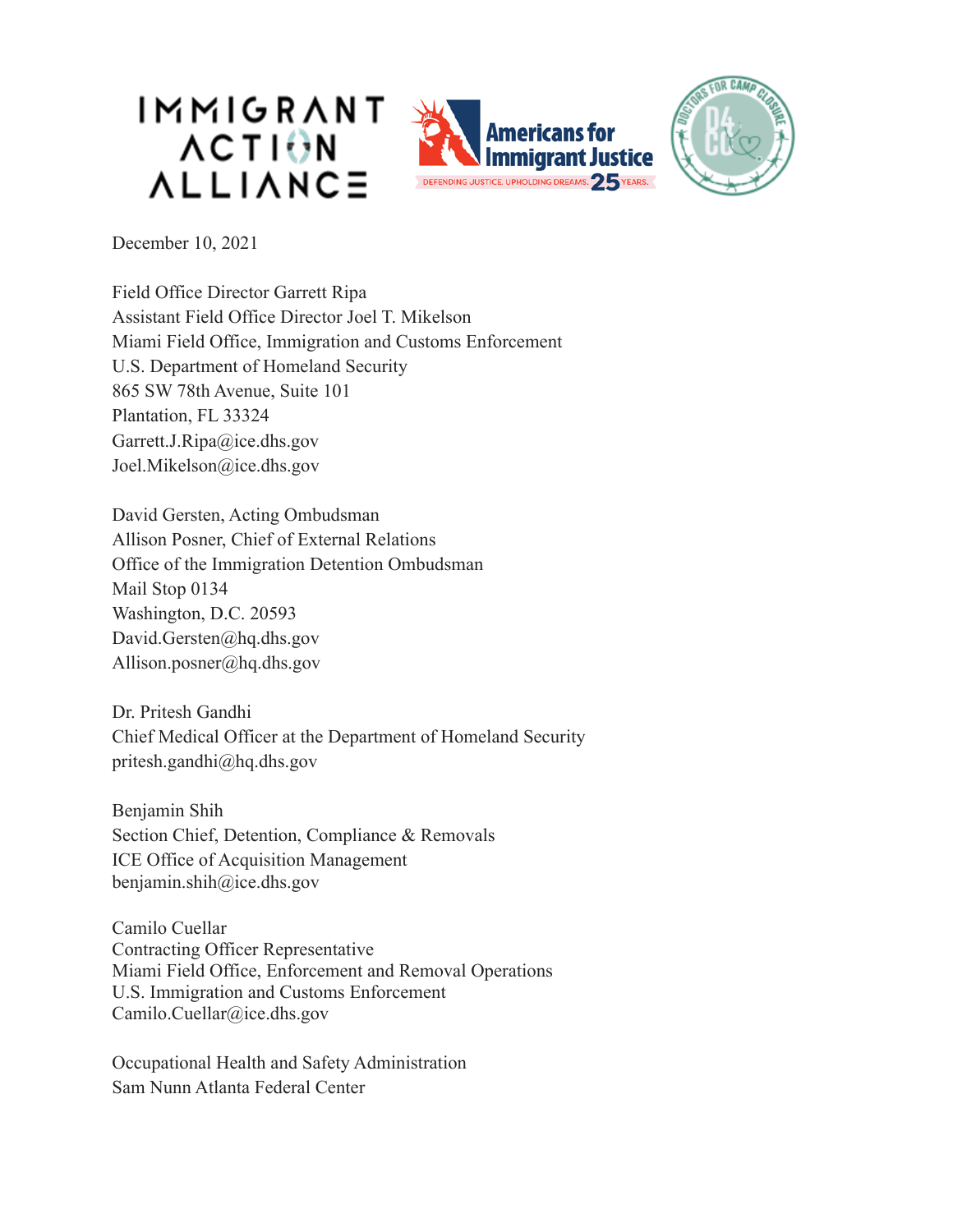IMMIGRANT ACTION ALLIANCE

Americans for Immigrant Justice
DEFENDING JUSTICE. UPHOLDING DREAMS. 25 YEARS.

DOCTORS FOR CAMP CLOSURE

December 10, 2021

Field Office Director Garrett Ripa
Assistant Field Office Director Joel T. Mikelson
Miami Field Office, Immigration and Customs Enforcement
U.S. Department of Homeland Security
865 SW 78th Avenue, Suite 101
Plantation, FL 33324
Garrett.J.Ripa@ice.dhs.gov
Joel.Mikelson@ice.dhs.gov

David Gersten, Acting Ombudsman
Allison Posner, Chief of External Relations
Office of the Immigration Detention Ombudsman
Mail Stop 0134
Washington, D.C. 20593
David.Gersten@hq.dhs.gov
Allison.posner@hq.dhs.gov

Dr. Pritesh Gandhi
Chief Medical Officer at the Department of Homeland Security
pritesh.gandhi@hq.dhs.gov

Benjamin Shih
Section Chief, Detention, Compliance & Removals
ICE Office of Acquisition Management
benjamin.shih@ice.dhs.gov

Camilo Cuellar
Contracting Officer Representative
Miami Field Office, Enforcement and Removal Operations
U.S. Immigration and Customs Enforcement
Camilo.Cuellar@ice.dhs.gov

Occupational Health and Safety Administration
Sam Nunn Atlanta Federal Center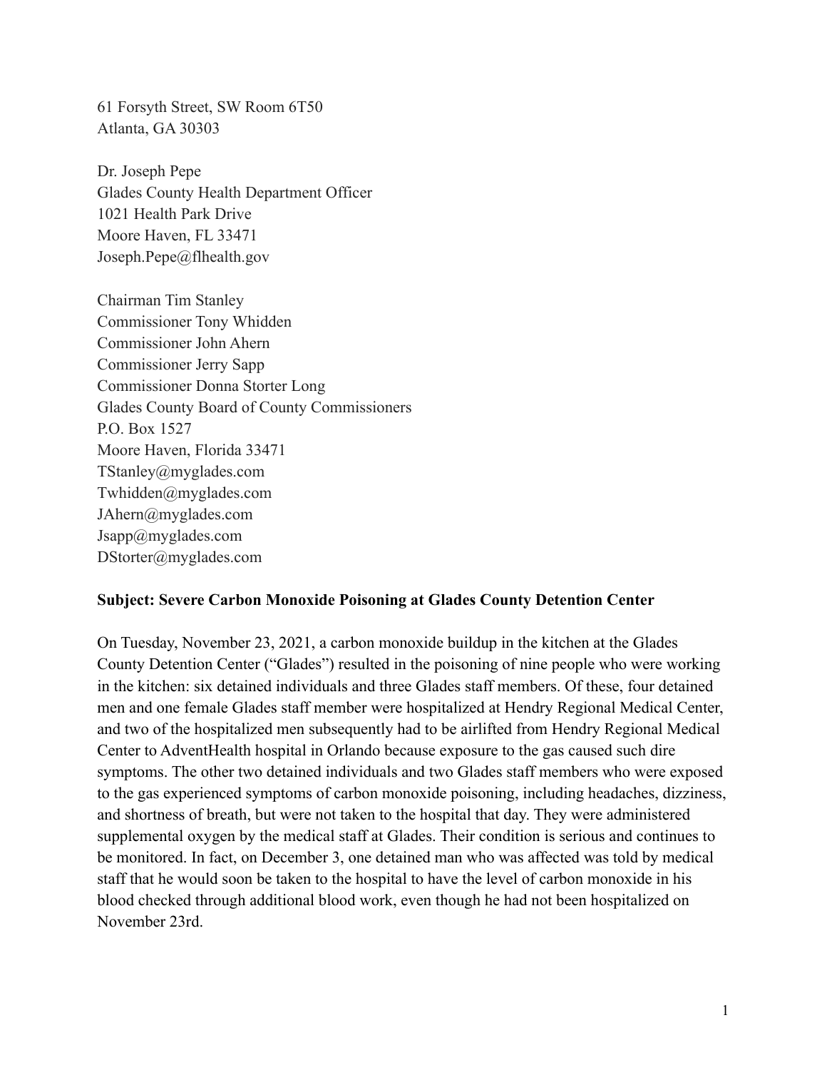61 Forsyth Street, SW Room 6T50
Atlanta, GA 30303

Dr. Joseph Pepe
Glades County Health Department Officer
1021 Health Park Drive
Moore Haven, FL 33471
Joseph.Pepe@flhealth.gov

Chairman Tim Stanley
Commissioner Tony Whidden
Commissioner John Ahern
Commissioner Jerry Sapp
Commissioner Donna Storter Long
Glades County Board of County Commissioners
P.O. Box 1527
Moore Haven, Florida 33471
TStanley@myglades.com
Twhidden@myglades.com
JAhern@myglades.com
Jsapp@myglades.com
DStorter@myglades.com

**Subject: Severe Carbon Monoxide Poisoning at Glades County Detention Center**

On Tuesday, November 23, 2021, a carbon monoxide buildup in the kitchen at the Glades County Detention Center ("Glades") resulted in the poisoning of nine people who were working in the kitchen: six detained individuals and three Glades staff members. Of these, four detained men and one female Glades staff member were hospitalized at Hendry Regional Medical Center, and two of the hospitalized men subsequently had to be airlifted from Hendry Regional Medical Center to AdventHealth hospital in Orlando because exposure to the gas caused such dire symptoms. The other two detained individuals and two Glades staff members who were exposed to the gas experienced symptoms of carbon monoxide poisoning, including headaches, dizziness, and shortness of breath, but were not taken to the hospital that day. They were administered supplemental oxygen by the medical staff at Glades. Their condition is serious and continues to be monitored. In fact, on December 3, one detained man who was affected was told by medical staff that he would soon be taken to the hospital to have the level of carbon monoxide in his blood checked through additional blood work, even though he had not been hospitalized on November 23rd.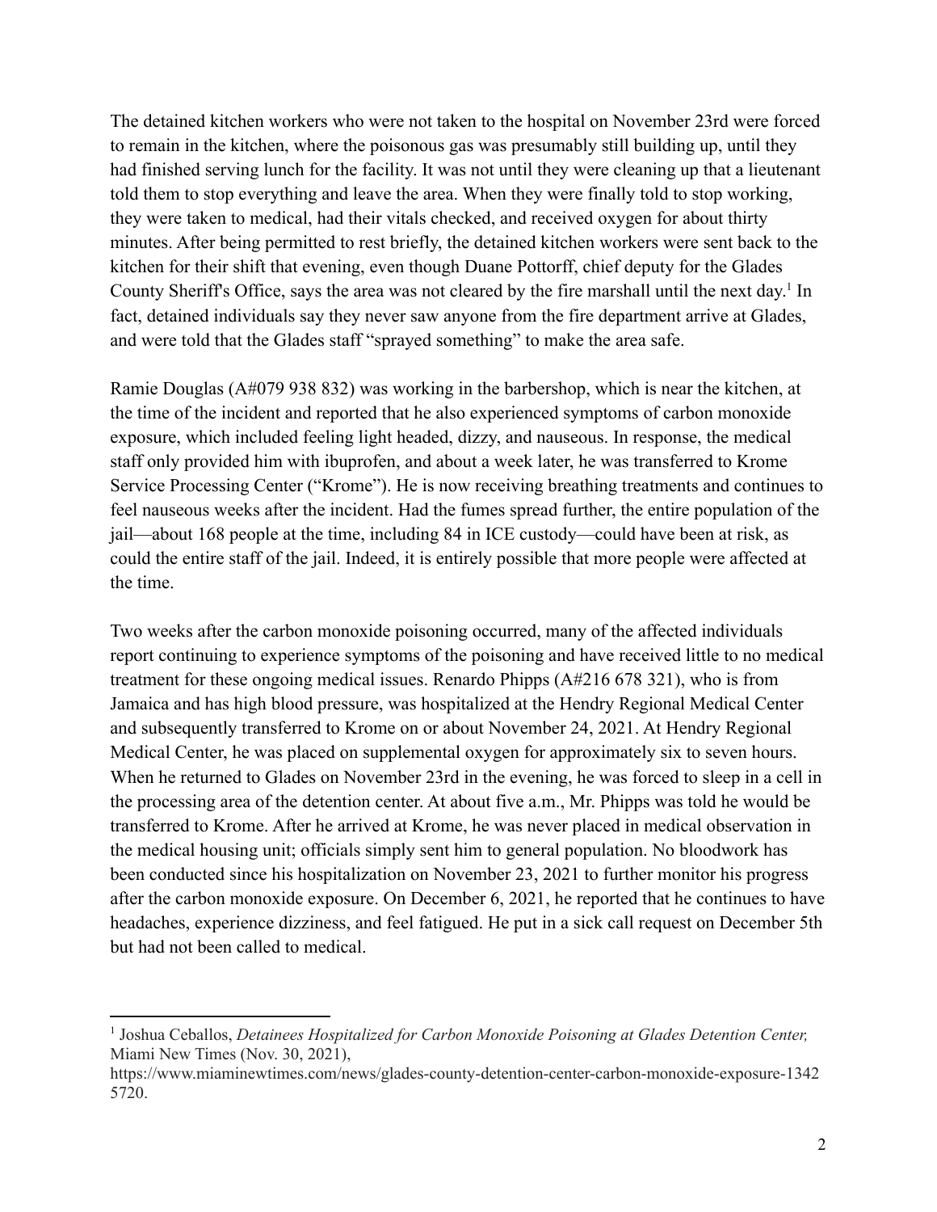The detained kitchen workers who were not taken to the hospital on November 23rd were forced to remain in the kitchen, where the poisonous gas was presumably still building up, until they had finished serving lunch for the facility. It was not until they were cleaning up that a lieutenant told them to stop everything and leave the area. When they were finally told to stop working, they were taken to medical, had their vitals checked, and received oxygen for about thirty minutes. After being permitted to rest briefly, the detained kitchen workers were sent back to the kitchen for their shift that evening, even though Duane Pottorff, chief deputy for the Glades County Sheriff's Office, says the area was not cleared by the fire marshall until the next day.[1] In fact, detained individuals say they never saw anyone from the fire department arrive at Glades, and were told that the Glades staff "sprayed something" to make the area safe.

Ramie Douglas (A#079 938 832) was working in the barbershop, which is near the kitchen, at the time of the incident and reported that he also experienced symptoms of carbon monoxide exposure, which included feeling light headed, dizzy, and nauseous. In response, the medical staff only provided him with ibuprofen, and about a week later, he was transferred to Krome Service Processing Center ("Krome"). He is now receiving breathing treatments and continues to feel nauseous weeks after the incident. Had the fumes spread further, the entire population of the jail—about 168 people at the time, including 84 in ICE custody—could have been at risk, as could the entire staff of the jail. Indeed, it is entirely possible that more people were affected at the time.

Two weeks after the carbon monoxide poisoning occurred, many of the affected individuals report continuing to experience symptoms of the poisoning and have received little to no medical treatment for these ongoing medical issues. Renardo Phipps (A#216 678 321), who is from Jamaica and has high blood pressure, was hospitalized at the Hendry Regional Medical Center and subsequently transferred to Krome on or about November 24, 2021. At Hendry Regional Medical Center, he was placed on supplemental oxygen for approximately six to seven hours. When he returned to Glades on November 23rd in the evening, he was forced to sleep in a cell in the processing area of the detention center. At about five a.m., Mr. Phipps was told he would be transferred to Krome. After he arrived at Krome, he was never placed in medical observation in the medical housing unit; officials simply sent him to general population. No bloodwork has been conducted since his hospitalization on November 23, 2021 to further monitor his progress after the carbon monoxide exposure. On December 6, 2021, he reported that he continues to have headaches, experience dizziness, and feel fatigued. He put in a sick call request on December 5th but had not been called to medical.

---

[1] Joshua Ceballos, *Detainees Hospitalized for Carbon Monoxide Poisoning at Glades Detention Center,* Miami New Times (Nov. 30, 2021), https://www.miaminewtimes.com/news/glades-county-detention-center-carbon-monoxide-exposure-13425720.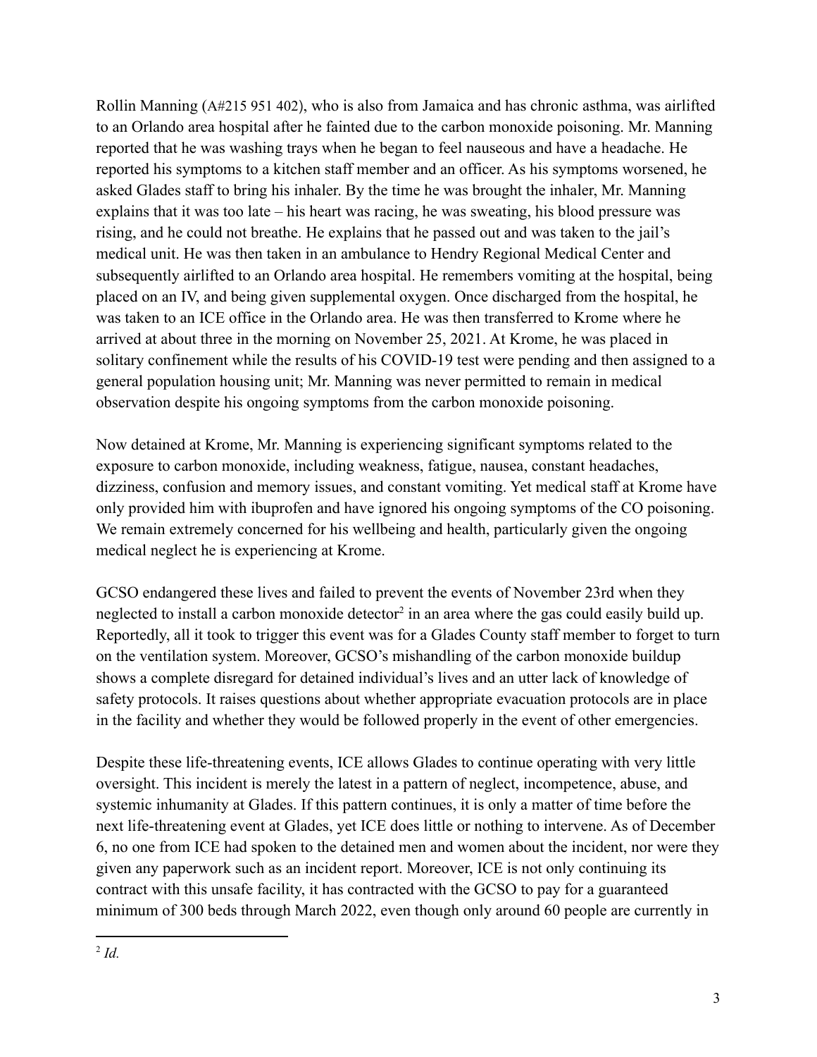Rollin Manning (A#215 951 402), who is also from Jamaica and has chronic asthma, was airlifted to an Orlando area hospital after he fainted due to the carbon monoxide poisoning. Mr. Manning reported that he was washing trays when he began to feel nauseous and have a headache. He reported his symptoms to a kitchen staff member and an officer. As his symptoms worsened, he asked Glades staff to bring his inhaler. By the time he was brought the inhaler, Mr. Manning explains that it was too late – his heart was racing, he was sweating, his blood pressure was rising, and he could not breathe. He explains that he passed out and was taken to the jail's medical unit. He was then taken in an ambulance to Hendry Regional Medical Center and subsequently airlifted to an Orlando area hospital. He remembers vomiting at the hospital, being placed on an IV, and being given supplemental oxygen. Once discharged from the hospital, he was taken to an ICE office in the Orlando area. He was then transferred to Krome where he arrived at about three in the morning on November 25, 2021. At Krome, he was placed in solitary confinement while the results of his COVID-19 test were pending and then assigned to a general population housing unit; Mr. Manning was never permitted to remain in medical observation despite his ongoing symptoms from the carbon monoxide poisoning.

Now detained at Krome, Mr. Manning is experiencing significant symptoms related to the exposure to carbon monoxide, including weakness, fatigue, nausea, constant headaches, dizziness, confusion and memory issues, and constant vomiting. Yet medical staff at Krome have only provided him with ibuprofen and have ignored his ongoing symptoms of the CO poisoning. We remain extremely concerned for his wellbeing and health, particularly given the ongoing medical neglect he is experiencing at Krome.

GCSO endangered these lives and failed to prevent the events of November 23rd when they neglected to install a carbon monoxide detector[2] in an area where the gas could easily build up. Reportedly, all it took to trigger this event was for a Glades County staff member to forget to turn on the ventilation system. Moreover, GCSO's mishandling of the carbon monoxide buildup shows a complete disregard for detained individual's lives and an utter lack of knowledge of safety protocols. It raises questions about whether appropriate evacuation protocols are in place in the facility and whether they would be followed properly in the event of other emergencies.

Despite these life-threatening events, ICE allows Glades to continue operating with very little oversight. This incident is merely the latest in a pattern of neglect, incompetence, abuse, and systemic inhumanity at Glades. If this pattern continues, it is only a matter of time before the next life-threatening event at Glades, yet ICE does little or nothing to intervene. As of December 6, no one from ICE had spoken to the detained men and women about the incident, nor were they given any paperwork such as an incident report. Moreover, ICE is not only continuing its contract with this unsafe facility, it has contracted with the GCSO to pay for a guaranteed minimum of 300 beds through March 2022, even though only around 60 people are currently in

---

[2] *Id.*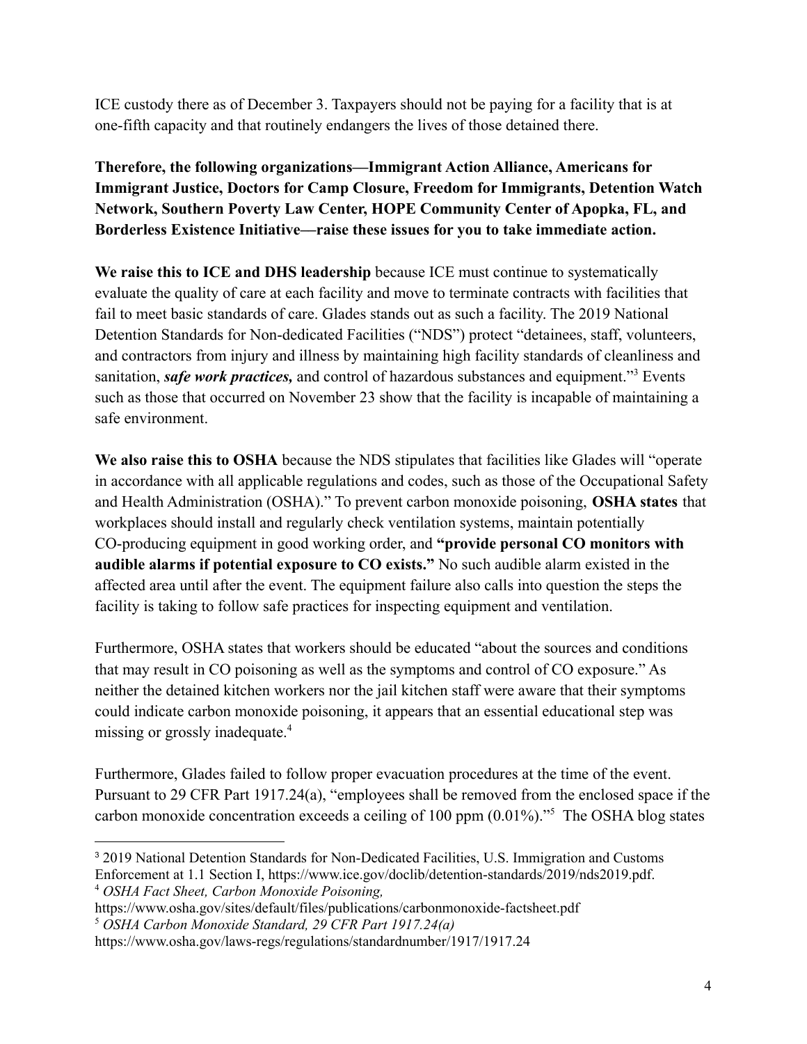ICE custody there as of December 3. Taxpayers should not be paying for a facility that is at one-fifth capacity and that routinely endangers the lives of those detained there.

**Therefore, the following organizations—Immigrant Action Alliance, Americans for Immigrant Justice, Doctors for Camp Closure, Freedom for Immigrants, Detention Watch Network, Southern Poverty Law Center, HOPE Community Center of Apopka, FL, and Borderless Existence Initiative—raise these issues for you to take immediate action.**

**We raise this to ICE and DHS leadership** because ICE must continue to systematically evaluate the quality of care at each facility and move to terminate contracts with facilities that fail to meet basic standards of care. Glades stands out as such a facility. The 2019 National Detention Standards for Non-dedicated Facilities ("NDS") protect "detainees, staff, volunteers, and contractors from injury and illness by maintaining high facility standards of cleanliness and sanitation, ***safe work practices,*** and control of hazardous substances and equipment."[3] Events such as those that occurred on November 23 show that the facility is incapable of maintaining a safe environment.

**We also raise this to OSHA** because the NDS stipulates that facilities like Glades will "operate in accordance with all applicable regulations and codes, such as those of the Occupational Safety and Health Administration (OSHA)." To prevent carbon monoxide poisoning, **OSHA states** that workplaces should install and regularly check ventilation systems, maintain potentially CO-producing equipment in good working order, and **"provide personal CO monitors with audible alarms if potential exposure to CO exists."** No such audible alarm existed in the affected area until after the event. The equipment failure also calls into question the steps the facility is taking to follow safe practices for inspecting equipment and ventilation.

Furthermore, OSHA states that workers should be educated "about the sources and conditions that may result in CO poisoning as well as the symptoms and control of CO exposure." As neither the detained kitchen workers nor the jail kitchen staff were aware that their symptoms could indicate carbon monoxide poisoning, it appears that an essential educational step was missing or grossly inadequate.[4]

Furthermore, Glades failed to follow proper evacuation procedures at the time of the event. Pursuant to 29 CFR Part 1917.24(a), "employees shall be removed from the enclosed space if the carbon monoxide concentration exceeds a ceiling of 100 ppm (0.01%)."[5] The OSHA blog states

---

[3] 2019 National Detention Standards for Non-Dedicated Facilities, U.S. Immigration and Customs Enforcement at 1.1 Section I, https://www.ice.gov/doclib/detention-standards/2019/nds2019.pdf.

[4] *OSHA Fact Sheet, Carbon Monoxide Poisoning,* https://www.osha.gov/sites/default/files/publications/carbonmonoxide-factsheet.pdf

[5] *OSHA Carbon Monoxide Standard, 29 CFR Part 1917.24(a)* https://www.osha.gov/laws-regs/regulations/standardnumber/1917/1917.24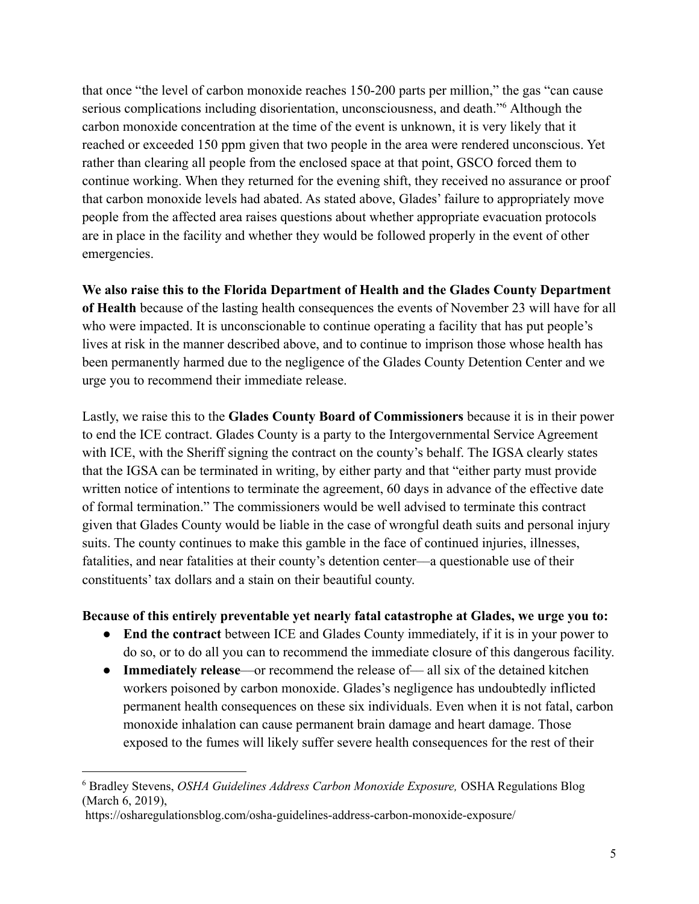that once "the level of carbon monoxide reaches 150-200 parts per million," the gas "can cause serious complications including disorientation, unconsciousness, and death."[6] Although the carbon monoxide concentration at the time of the event is unknown, it is very likely that it reached or exceeded 150 ppm given that two people in the area were rendered unconscious. Yet rather than clearing all people from the enclosed space at that point, GSCO forced them to continue working. When they returned for the evening shift, they received no assurance or proof that carbon monoxide levels had abated. As stated above, Glades' failure to appropriately move people from the affected area raises questions about whether appropriate evacuation protocols are in place in the facility and whether they would be followed properly in the event of other emergencies.

**We also raise this to the Florida Department of Health and the Glades County Department of Health** because of the lasting health consequences the events of November 23 will have for all who were impacted. It is unconscionable to continue operating a facility that has put people's lives at risk in the manner described above, and to continue to imprison those whose health has been permanently harmed due to the negligence of the Glades County Detention Center and we urge you to recommend their immediate release.

Lastly, we raise this to the **Glades County Board of Commissioners** because it is in their power to end the ICE contract. Glades County is a party to the Intergovernmental Service Agreement with ICE, with the Sheriff signing the contract on the county's behalf. The IGSA clearly states that the IGSA can be terminated in writing, by either party and that "either party must provide written notice of intentions to terminate the agreement, 60 days in advance of the effective date of formal termination." The commissioners would be well advised to terminate this contract given that Glades County would be liable in the case of wrongful death suits and personal injury suits. The county continues to make this gamble in the face of continued injuries, illnesses, fatalities, and near fatalities at their county's detention center—a questionable use of their constituents' tax dollars and a stain on their beautiful county.

**Because of this entirely preventable yet nearly fatal catastrophe at Glades, we urge you to:**

- **End the contract** between ICE and Glades County immediately, if it is in your power to do so, or to do all you can to recommend the immediate closure of this dangerous facility.
- **Immediately release**—or recommend the release of— all six of the detained kitchen workers poisoned by carbon monoxide. Glades's negligence has undoubtedly inflicted permanent health consequences on these six individuals. Even when it is not fatal, carbon monoxide inhalation can cause permanent brain damage and heart damage. Those exposed to the fumes will likely suffer severe health consequences for the rest of their

---

[6] Bradley Stevens, *OSHA Guidelines Address Carbon Monoxide Exposure,* OSHA Regulations Blog (March 6, 2019), https://osharegulationsblog.com/osha-guidelines-address-carbon-monoxide-exposure/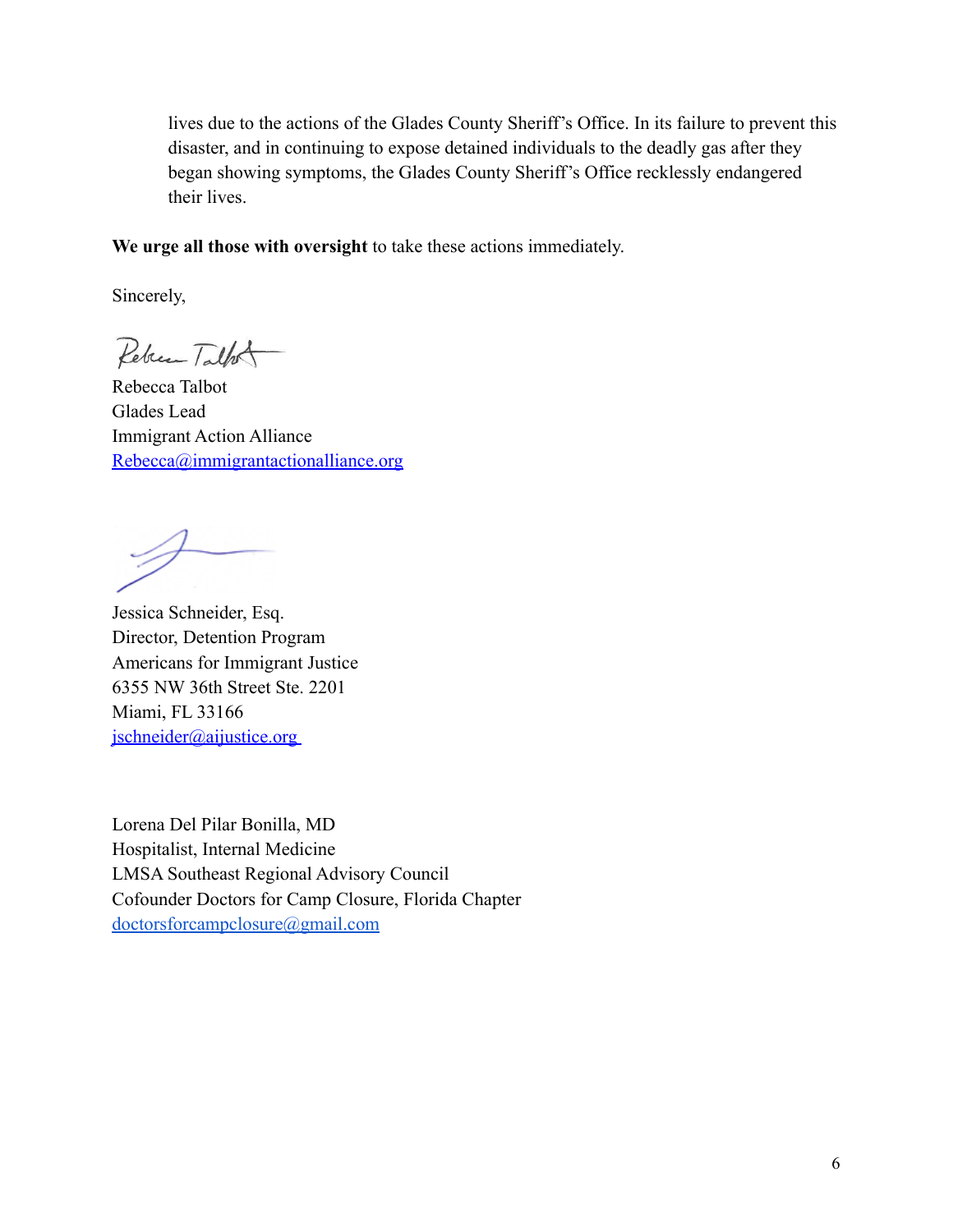lives due to the actions of the Glades County Sheriff's Office. In its failure to prevent this disaster, and in continuing to expose detained individuals to the deadly gas after they began showing symptoms, the Glades County Sheriff's Office recklessly endangered their lives.

**We urge all those with oversight** to take these actions immediately.

Sincerely,

Rebecca Talbot
Glades Lead
Immigrant Action Alliance
Rebecca@immigrantactionalliance.org

Jessica Schneider, Esq.
Director, Detention Program
Americans for Immigrant Justice
6355 NW 36th Street Ste. 2201
Miami, FL 33166
jschneider@aijustice.org

Lorena Del Pilar Bonilla, MD
Hospitalist, Internal Medicine
LMSA Southeast Regional Advisory Council
Cofounder Doctors for Camp Closure, Florida Chapter
doctorsforcampclosure@gmail.com